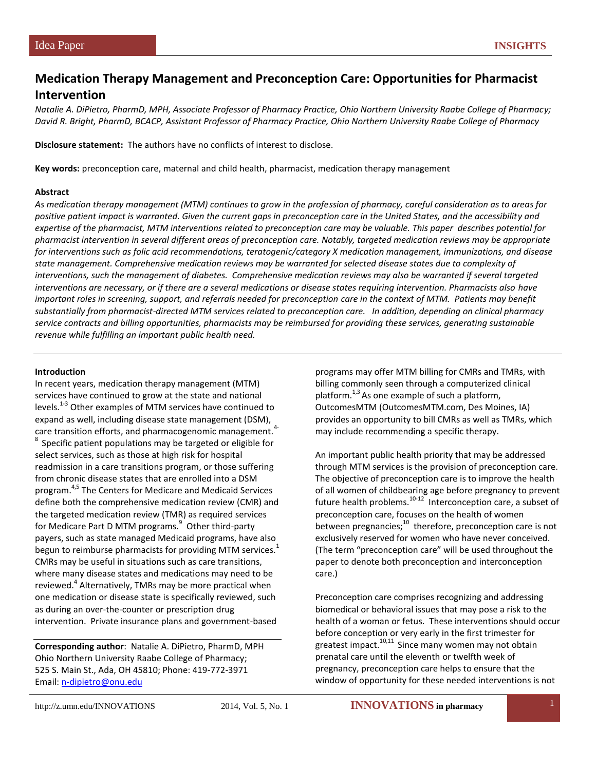Idea Paper

INSIGHTS

# Medication Therapy Management and Preconception Care: Opportunities for Pharmacist Intervention

*Natalie A. DiPietro, PharmD, MPH, Associate Professor of Pharmacy Practice, Ohio Northern University Raabe College of Pharmacy; David R. Bright, PharmD, BCACP, Assistant Professor of Pharmacy Practice, Ohio Northern University Raabe College of Pharmacy*

**Disclosure statement:** The authors have no conflicts of interest to disclose.

**Key words:** preconception care, maternal and child health, pharmacist, medication therapy management

**Abstract**

*As medication therapy management (MTM) continues to grow in the profession of pharmacy, careful consideration as to areas for positive patient impact is warranted. Given the current gaps in preconception care in the United States, and the accessibility and expertise of the pharmacist, MTM interventions related to preconception care may be valuable. This paper describes potential for pharmacist intervention in several different areas of preconception care. Notably, targeted medication reviews may be appropriate for interventions such as folic acid recommendations, teratogenic/category X medication management, immunizations, and disease state management. Comprehensive medication reviews may be warranted for selected disease states due to complexity of interventions, such the management of diabetes. Comprehensive medication reviews may also be warranted if several targeted interventions are necessary, or if there are a several medications or disease states requiring intervention. Pharmacists also have important roles in screening, support, and referrals needed for preconception care in the context of MTM. Patients may benefit substantially from pharmacist-directed MTM services related to preconception care. In addition, depending on clinical pharmacy service contracts and billing opportunities, pharmacists may be reimbursed for providing these services, generating sustainable revenue while fulfilling an important public health need.*

---

**Introduction**

In recent years, medication therapy management (MTM) services have continued to grow at the state and national levels.[1-3] Other examples of MTM services have continued to expand as well, including disease state management (DSM), care transition efforts, and pharmacogenomic management.[4-8] Specific patient populations may be targeted or eligible for select services, such as those at high risk for hospital readmission in a care transitions program, or those suffering from chronic disease states that are enrolled into a DSM program.[4,5] The Centers for Medicare and Medicaid Services define both the comprehensive medication review (CMR) and the targeted medication review (TMR) as required services for Medicare Part D MTM programs.[9] Other third-party payers, such as state managed Medicaid programs, have also begun to reimburse pharmacists for providing MTM services.[1] CMRs may be useful in situations such as care transitions, where many disease states and medications may need to be reviewed.[4] Alternatively, TMRs may be more practical when one medication or disease state is specifically reviewed, such as during an over-the-counter or prescription drug intervention. Private insurance plans and government-based programs may offer MTM billing for CMRs and TMRs, with billing commonly seen through a computerized clinical platform.[1,3] As one example of such a platform, OutcomesMTM (OutcomesMTM.com, Des Moines, IA) provides an opportunity to bill CMRs as well as TMRs, which may include recommending a specific therapy.

An important public health priority that may be addressed through MTM services is the provision of preconception care. The objective of preconception care is to improve the health of all women of childbearing age before pregnancy to prevent future health problems.[10-12] Interconception care, a subset of preconception care, focuses on the health of women between pregnancies;[10] therefore, preconception care is not exclusively reserved for women who have never conceived. (The term "preconception care" will be used throughout the paper to denote both preconception and interconception care.)

Preconception care comprises recognizing and addressing biomedical or behavioral issues that may pose a risk to the health of a woman or fetus. These interventions should occur before conception or very early in the first trimester for greatest impact.[10,11] Since many women may not obtain prenatal care until the eleventh or twelfth week of pregnancy, preconception care helps to ensure that the window of opportunity for these needed interventions is not

---

**Corresponding author**: Natalie A. DiPietro, PharmD, MPH
Ohio Northern University Raabe College of Pharmacy;
525 S. Main St., Ada, OH 45810; Phone: 419-772-3971
Email: n-dipietro@onu.edu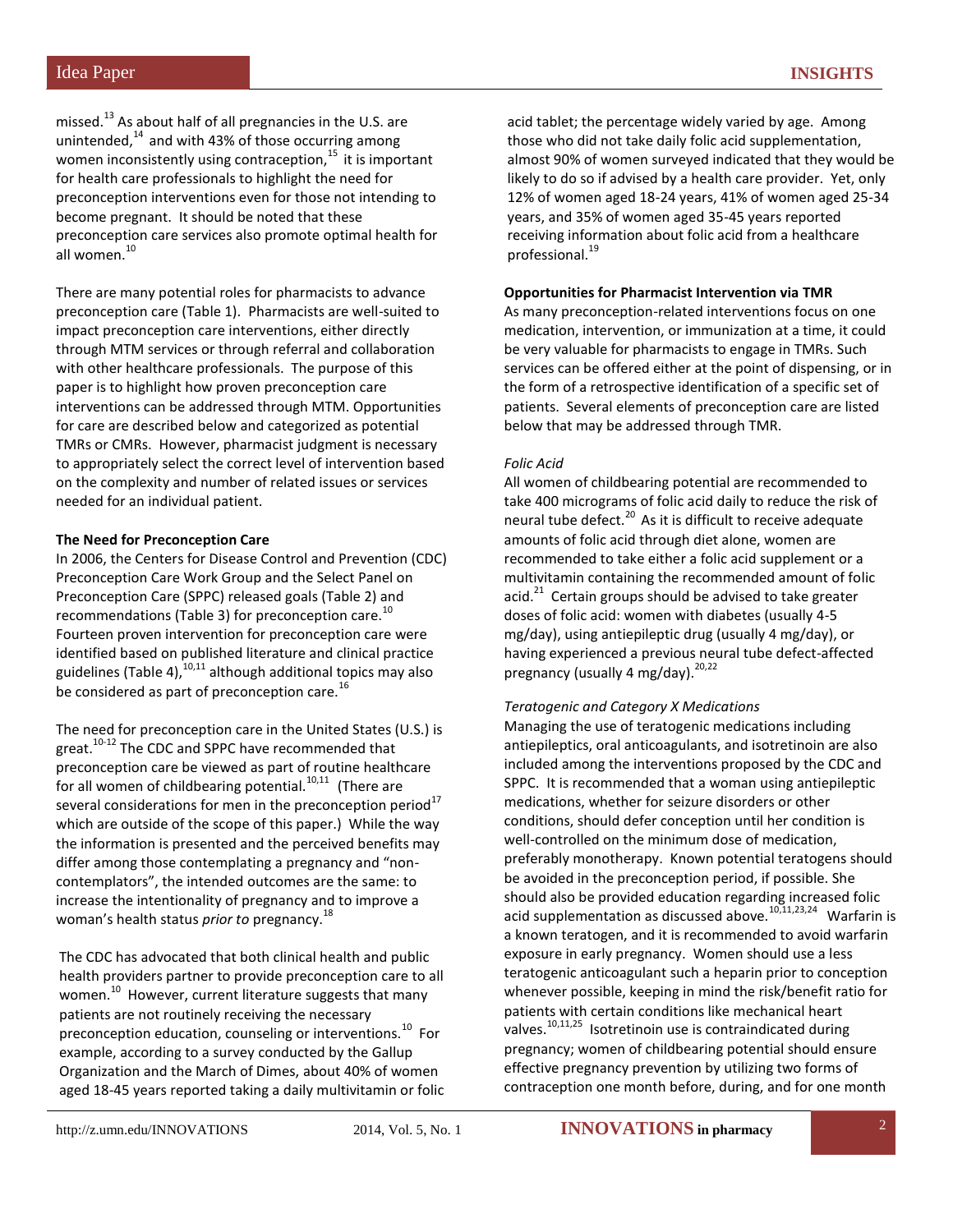missed.[13] As about half of all pregnancies in the U.S. are unintended,[14] and with 43% of those occurring among women inconsistently using contraception,[15] it is important for health care professionals to highlight the need for preconception interventions even for those not intending to become pregnant. It should be noted that these preconception care services also promote optimal health for all women.[10]

There are many potential roles for pharmacists to advance preconception care (Table 1). Pharmacists are well-suited to impact preconception care interventions, either directly through MTM services or through referral and collaboration with other healthcare professionals. The purpose of this paper is to highlight how proven preconception care interventions can be addressed through MTM. Opportunities for care are described below and categorized as potential TMRs or CMRs. However, pharmacist judgment is necessary to appropriately select the correct level of intervention based on the complexity and number of related issues or services needed for an individual patient.

**The Need for Preconception Care**

In 2006, the Centers for Disease Control and Prevention (CDC) Preconception Care Work Group and the Select Panel on Preconception Care (SPPC) released goals (Table 2) and recommendations (Table 3) for preconception care.[10] Fourteen proven intervention for preconception care were identified based on published literature and clinical practice guidelines (Table 4),[10,11] although additional topics may also be considered as part of preconception care.[16]

The need for preconception care in the United States (U.S.) is great.[10-12] The CDC and SPPC have recommended that preconception care be viewed as part of routine healthcare for all women of childbearing potential.[10,11] (There are several considerations for men in the preconception period[17] which are outside of the scope of this paper.) While the way the information is presented and the perceived benefits may differ among those contemplating a pregnancy and "non-contemplators", the intended outcomes are the same: to increase the intentionality of pregnancy and to improve a woman's health status *prior to* pregnancy.[18]

The CDC has advocated that both clinical health and public health providers partner to provide preconception care to all women.[10] However, current literature suggests that many patients are not routinely receiving the necessary preconception education, counseling or interventions.[10] For example, according to a survey conducted by the Gallup Organization and the March of Dimes, about 40% of women aged 18-45 years reported taking a daily multivitamin or folic acid tablet; the percentage widely varied by age. Among those who did not take daily folic acid supplementation, almost 90% of women surveyed indicated that they would be likely to do so if advised by a health care provider. Yet, only 12% of women aged 18-24 years, 41% of women aged 25-34 years, and 35% of women aged 35-45 years reported receiving information about folic acid from a healthcare professional.[19]

**Opportunities for Pharmacist Intervention via TMR**

As many preconception-related interventions focus on one medication, intervention, or immunization at a time, it could be very valuable for pharmacists to engage in TMRs. Such services can be offered either at the point of dispensing, or in the form of a retrospective identification of a specific set of patients. Several elements of preconception care are listed below that may be addressed through TMR.

*Folic Acid*

All women of childbearing potential are recommended to take 400 micrograms of folic acid daily to reduce the risk of neural tube defect.[20] As it is difficult to receive adequate amounts of folic acid through diet alone, women are recommended to take either a folic acid supplement or a multivitamin containing the recommended amount of folic acid.[21] Certain groups should be advised to take greater doses of folic acid: women with diabetes (usually 4-5 mg/day), using antiepileptic drug (usually 4 mg/day), or having experienced a previous neural tube defect-affected pregnancy (usually 4 mg/day).[20,22]

*Teratogenic and Category X Medications*

Managing the use of teratogenic medications including antiepileptics, oral anticoagulants, and isotretinoin are also included among the interventions proposed by the CDC and SPPC. It is recommended that a woman using antiepileptic medications, whether for seizure disorders or other conditions, should defer conception until her condition is well-controlled on the minimum dose of medication, preferably monotherapy. Known potential teratogens should be avoided in the preconception period, if possible. She should also be provided education regarding increased folic acid supplementation as discussed above.[10,11,23,24] Warfarin is a known teratogen, and it is recommended to avoid warfarin exposure in early pregnancy. Women should use a less teratogenic anticoagulant such a heparin prior to conception whenever possible, keeping in mind the risk/benefit ratio for patients with certain conditions like mechanical heart valves.[10,11,25] Isotretinoin use is contraindicated during pregnancy; women of childbearing potential should ensure effective pregnancy prevention by utilizing two forms of contraception one month before, during, and for one month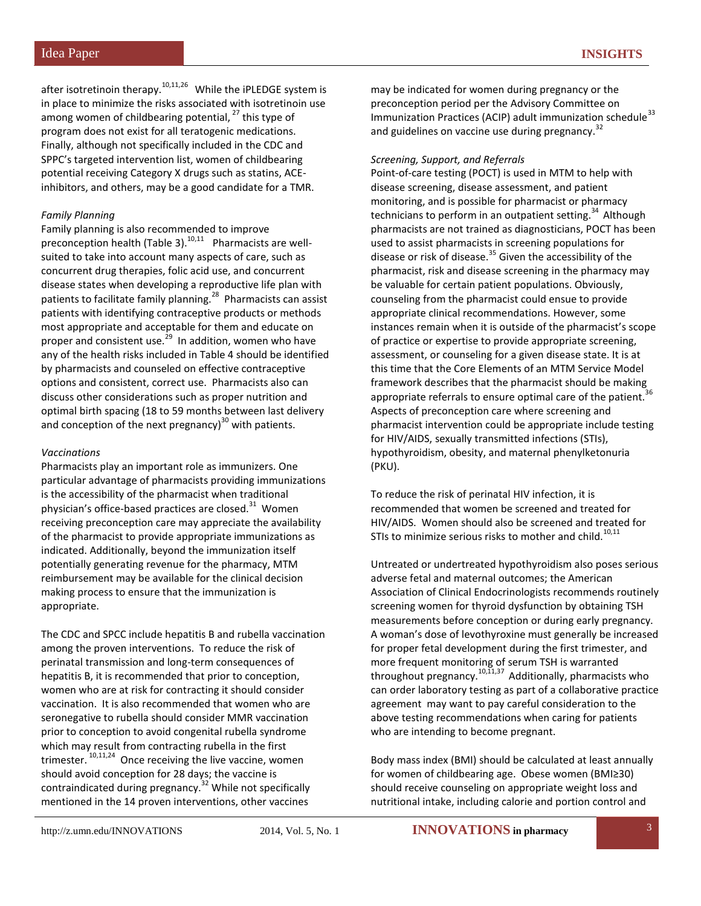after isotretinoin therapy.[10,11,26] While the iPLEDGE system is in place to minimize the risks associated with isotretinoin use among women of childbearing potential,[27] this type of program does not exist for all teratogenic medications. Finally, although not specifically included in the CDC and SPPC's targeted intervention list, women of childbearing potential receiving Category X drugs such as statins, ACE-inhibitors, and others, may be a good candidate for a TMR.

*Family Planning*

Family planning is also recommended to improve preconception health (Table 3).[10,11] Pharmacists are well-suited to take into account many aspects of care, such as concurrent drug therapies, folic acid use, and concurrent disease states when developing a reproductive life plan with patients to facilitate family planning.[28] Pharmacists can assist patients with identifying contraceptive products or methods most appropriate and acceptable for them and educate on proper and consistent use.[29] In addition, women who have any of the health risks included in Table 4 should be identified by pharmacists and counseled on effective contraceptive options and consistent, correct use. Pharmacists also can discuss other considerations such as proper nutrition and optimal birth spacing (18 to 59 months between last delivery and conception of the next pregnancy)[30] with patients.

*Vaccinations*

Pharmacists play an important role as immunizers. One particular advantage of pharmacists providing immunizations is the accessibility of the pharmacist when traditional physician's office-based practices are closed.[31] Women receiving preconception care may appreciate the availability of the pharmacist to provide appropriate immunizations as indicated. Additionally, beyond the immunization itself potentially generating revenue for the pharmacy, MTM reimbursement may be available for the clinical decision making process to ensure that the immunization is appropriate.

The CDC and SPCC include hepatitis B and rubella vaccination among the proven interventions. To reduce the risk of perinatal transmission and long-term consequences of hepatitis B, it is recommended that prior to conception, women who are at risk for contracting it should consider vaccination. It is also recommended that women who are seronegative to rubella should consider MMR vaccination prior to conception to avoid congenital rubella syndrome which may result from contracting rubella in the first trimester.[10,11,24] Once receiving the live vaccine, women should avoid conception for 28 days; the vaccine is contraindicated during pregnancy.[32] While not specifically mentioned in the 14 proven interventions, other vaccines may be indicated for women during pregnancy or the preconception period per the Advisory Committee on Immunization Practices (ACIP) adult immunization schedule[33] and guidelines on vaccine use during pregnancy.[32]

*Screening, Support, and Referrals*

Point-of-care testing (POCT) is used in MTM to help with disease screening, disease assessment, and patient monitoring, and is possible for pharmacist or pharmacy technicians to perform in an outpatient setting.[34] Although pharmacists are not trained as diagnosticians, POCT has been used to assist pharmacists in screening populations for disease or risk of disease.[35] Given the accessibility of the pharmacist, risk and disease screening in the pharmacy may be valuable for certain patient populations. Obviously, counseling from the pharmacist could ensue to provide appropriate clinical recommendations. However, some instances remain when it is outside of the pharmacist's scope of practice or expertise to provide appropriate screening, assessment, or counseling for a given disease state. It is at this time that the Core Elements of an MTM Service Model framework describes that the pharmacist should be making appropriate referrals to ensure optimal care of the patient.[36] Aspects of preconception care where screening and pharmacist intervention could be appropriate include testing for HIV/AIDS, sexually transmitted infections (STIs), hypothyroidism, obesity, and maternal phenylketonuria (PKU).

To reduce the risk of perinatal HIV infection, it is recommended that women be screened and treated for HIV/AIDS. Women should also be screened and treated for STIs to minimize serious risks to mother and child.[10,11]

Untreated or undertreated hypothyroidism also poses serious adverse fetal and maternal outcomes; the American Association of Clinical Endocrinologists recommends routinely screening women for thyroid dysfunction by obtaining TSH measurements before conception or during early pregnancy. A woman's dose of levothyroxine must generally be increased for proper fetal development during the first trimester, and more frequent monitoring of serum TSH is warranted throughout pregnancy.[10,11,37] Additionally, pharmacists who can order laboratory testing as part of a collaborative practice agreement may want to pay careful consideration to the above testing recommendations when caring for patients who are intending to become pregnant.

Body mass index (BMI) should be calculated at least annually for women of childbearing age. Obese women (BMI≥30) should receive counseling on appropriate weight loss and nutritional intake, including calorie and portion control and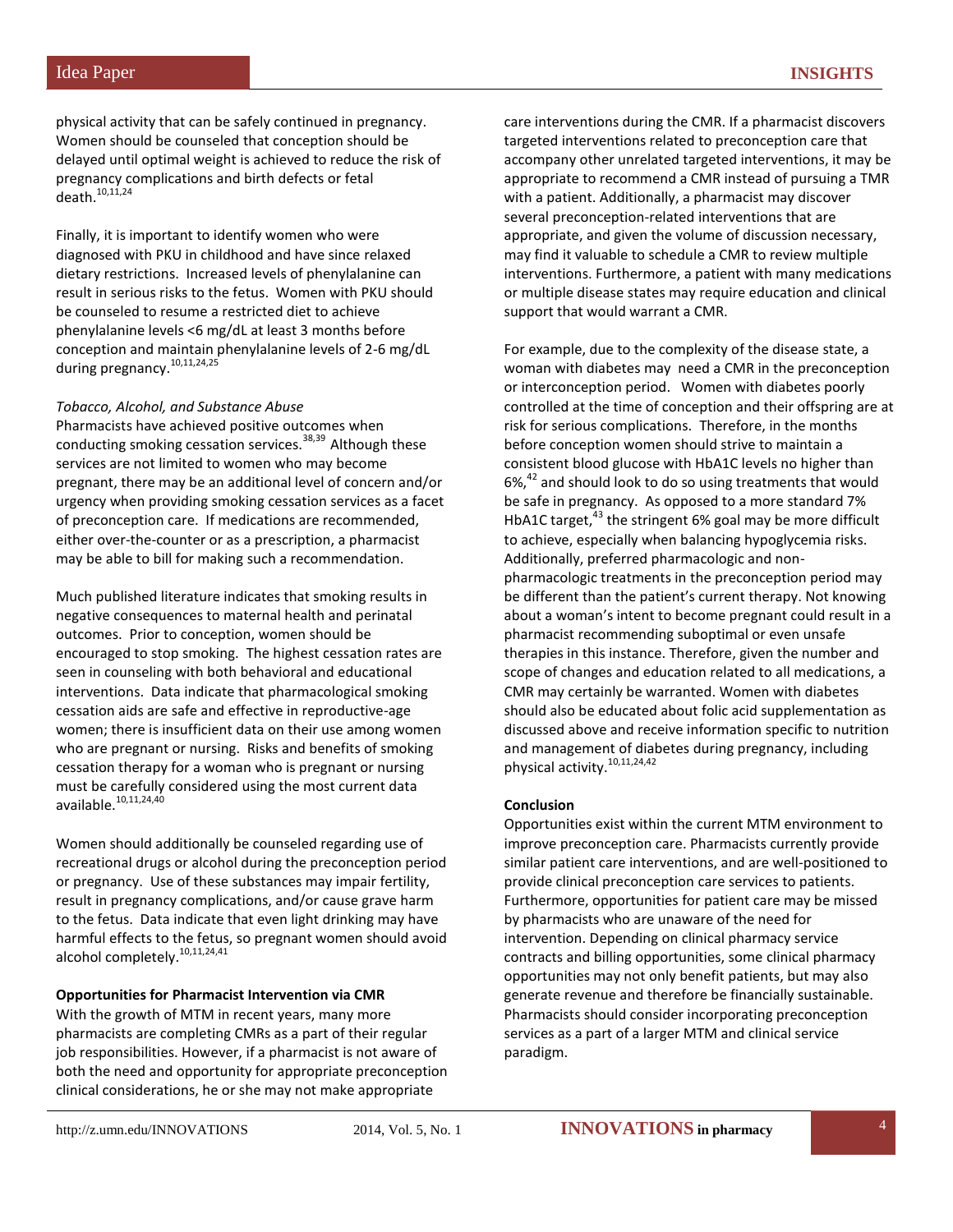physical activity that can be safely continued in pregnancy. Women should be counseled that conception should be delayed until optimal weight is achieved to reduce the risk of pregnancy complications and birth defects or fetal death.[10,11,24]

Finally, it is important to identify women who were diagnosed with PKU in childhood and have since relaxed dietary restrictions. Increased levels of phenylalanine can result in serious risks to the fetus. Women with PKU should be counseled to resume a restricted diet to achieve phenylalanine levels <6 mg/dL at least 3 months before conception and maintain phenylalanine levels of 2-6 mg/dL during pregnancy.[10,11,24,25]

*Tobacco, Alcohol, and Substance Abuse*

Pharmacists have achieved positive outcomes when conducting smoking cessation services.[38,39] Although these services are not limited to women who may become pregnant, there may be an additional level of concern and/or urgency when providing smoking cessation services as a facet of preconception care. If medications are recommended, either over-the-counter or as a prescription, a pharmacist may be able to bill for making such a recommendation.

Much published literature indicates that smoking results in negative consequences to maternal health and perinatal outcomes. Prior to conception, women should be encouraged to stop smoking. The highest cessation rates are seen in counseling with both behavioral and educational interventions. Data indicate that pharmacological smoking cessation aids are safe and effective in reproductive-age women; there is insufficient data on their use among women who are pregnant or nursing. Risks and benefits of smoking cessation therapy for a woman who is pregnant or nursing must be carefully considered using the most current data available.[10,11,24,40]

Women should additionally be counseled regarding use of recreational drugs or alcohol during the preconception period or pregnancy. Use of these substances may impair fertility, result in pregnancy complications, and/or cause grave harm to the fetus. Data indicate that even light drinking may have harmful effects to the fetus, so pregnant women should avoid alcohol completely.[10,11,24,41]

**Opportunities for Pharmacist Intervention via CMR**

With the growth of MTM in recent years, many more pharmacists are completing CMRs as a part of their regular job responsibilities. However, if a pharmacist is not aware of both the need and opportunity for appropriate preconception clinical considerations, he or she may not make appropriate care interventions during the CMR. If a pharmacist discovers targeted interventions related to preconception care that accompany other unrelated targeted interventions, it may be appropriate to recommend a CMR instead of pursuing a TMR with a patient. Additionally, a pharmacist may discover several preconception-related interventions that are appropriate, and given the volume of discussion necessary, may find it valuable to schedule a CMR to review multiple interventions. Furthermore, a patient with many medications or multiple disease states may require education and clinical support that would warrant a CMR.

For example, due to the complexity of the disease state, a woman with diabetes may need a CMR in the preconception or interconception period. Women with diabetes poorly controlled at the time of conception and their offspring are at risk for serious complications. Therefore, in the months before conception women should strive to maintain a consistent blood glucose with HbA1C levels no higher than 6%,[42] and should look to do so using treatments that would be safe in pregnancy. As opposed to a more standard 7% HbA1C target,[43] the stringent 6% goal may be more difficult to achieve, especially when balancing hypoglycemia risks. Additionally, preferred pharmacologic and non-pharmacologic treatments in the preconception period may be different than the patient's current therapy. Not knowing about a woman's intent to become pregnant could result in a pharmacist recommending suboptimal or even unsafe therapies in this instance. Therefore, given the number and scope of changes and education related to all medications, a CMR may certainly be warranted. Women with diabetes should also be educated about folic acid supplementation as discussed above and receive information specific to nutrition and management of diabetes during pregnancy, including physical activity.[10,11,24,42]

**Conclusion**

Opportunities exist within the current MTM environment to improve preconception care. Pharmacists currently provide similar patient care interventions, and are well-positioned to provide clinical preconception care services to patients. Furthermore, opportunities for patient care may be missed by pharmacists who are unaware of the need for intervention. Depending on clinical pharmacy service contracts and billing opportunities, some clinical pharmacy opportunities may not only benefit patients, but may also generate revenue and therefore be financially sustainable. Pharmacists should consider incorporating preconception services as a part of a larger MTM and clinical service paradigm.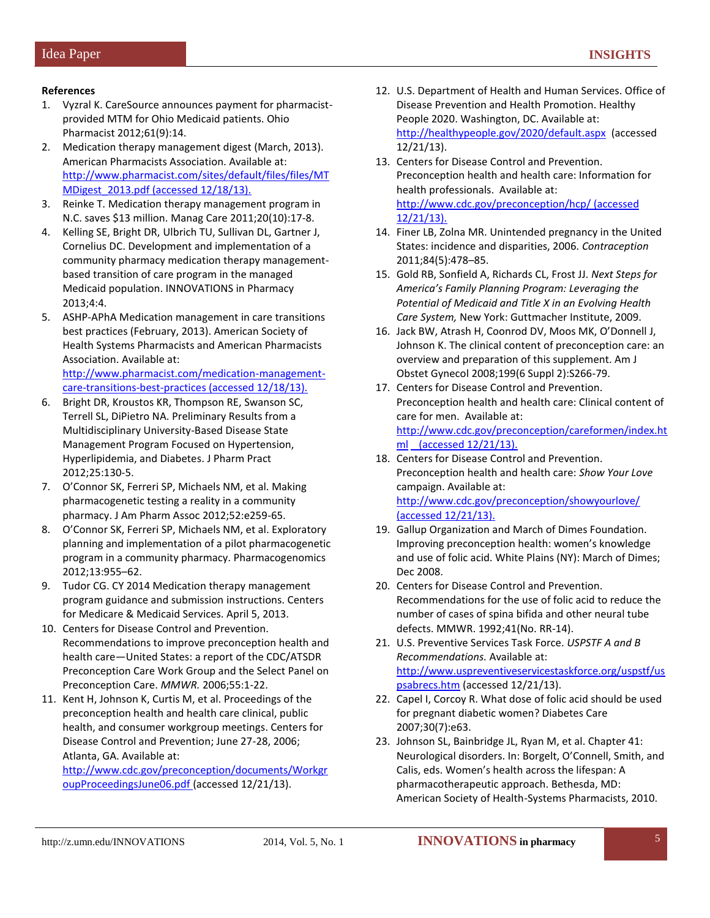## References

1. Vyzral K. CareSource announces payment for pharmacist-provided MTM for Ohio Medicaid patients. Ohio Pharmacist 2012;61(9):14.
2. Medication therapy management digest (March, 2013). American Pharmacists Association. Available at: http://www.pharmacist.com/sites/default/files/files/MTMDigest_2013.pdf (accessed 12/18/13).
3. Reinke T. Medication therapy management program in N.C. saves $13 million. Manag Care 2011;20(10):17-8.
4. Kelling SE, Bright DR, Ulbrich TU, Sullivan DL, Gartner J, Cornelius DC. Development and implementation of a community pharmacy medication therapy management-based transition of care program in the managed Medicaid population. INNOVATIONS in Pharmacy 2013;4:4.
5. ASHP-APhA Medication management in care transitions best practices (February, 2013). American Society of Health Systems Pharmacists and American Pharmacists Association. Available at: http://www.pharmacist.com/medication-management-care-transitions-best-practices (accessed 12/18/13).
6. Bright DR, Kroustos KR, Thompson RE, Swanson SC, Terrell SL, DiPietro NA. Preliminary Results from a Multidisciplinary University-Based State Management Program Focused on Hypertension, Hyperlipidemia, and Diabetes. J Pharm Pract 2012;25:130-5.
7. O'Connor SK, Ferreri SP, Michaels NM, et al. Making pharmacogenetic testing a reality in a community pharmacy. J Am Pharm Assoc 2012;52:e259-65.
8. O'Connor SK, Ferreri SP, Michaels NM, et al. Exploratory planning and implementation of a pilot pharmacogenetic program in a community pharmacy. Pharmacogenomics 2012;13:955–62.
9. Tudor CG. CY 2014 Medication therapy management program guidance and submission instructions. Centers for Medicare & Medicaid Services. April 5, 2013.
10. Centers for Disease Control and Prevention. Recommendations to improve preconception health and health care—United States: a report of the CDC/ATSDR Preconception Care Work Group and the Select Panel on Preconception Care. *MMWR.* 2006;55:1-22.
11. Kent H, Johnson K, Curtis M, et al. Proceedings of the preconception health and health care clinical, public health, and consumer workgroup meetings. Centers for Disease Control and Prevention; June 27-28, 2006; Atlanta, GA. Available at: http://www.cdc.gov/preconception/documents/WorkgroupProceedingsJune06.pdf (accessed 12/21/13).
12. U.S. Department of Health and Human Services. Office of Disease Prevention and Health Promotion. Healthy People 2020. Washington, DC. Available at: http://healthypeople.gov/2020/default.aspx (accessed 12/21/13).
13. Centers for Disease Control and Prevention. Preconception health and health care: Information for health professionals. Available at: http://www.cdc.gov/preconception/hcp/ (accessed 12/21/13).
14. Finer LB, Zolna MR. Unintended pregnancy in the United States: incidence and disparities, 2006. *Contraception* 2011;84(5):478–85.
15. Gold RB, Sonfield A, Richards CL, Frost JJ. *Next Steps for America's Family Planning Program: Leveraging the Potential of Medicaid and Title X in an Evolving Health Care System,* New York: Guttmacher Institute, 2009.
16. Jack BW, Atrash H, Coonrod DV, Moos MK, O'Donnell J, Johnson K. The clinical content of preconception care: an overview and preparation of this supplement. Am J Obstet Gynecol 2008;199(6 Suppl 2):S266-79.
17. Centers for Disease Control and Prevention. Preconception health and health care: Clinical content of care for men. Available at: http://www.cdc.gov/preconception/careformen/index.html (accessed 12/21/13).
18. Centers for Disease Control and Prevention. Preconception health and health care: *Show Your Love* campaign. Available at: http://www.cdc.gov/preconception/showyourlove/ (accessed 12/21/13).
19. Gallup Organization and March of Dimes Foundation. Improving preconception health: women's knowledge and use of folic acid. White Plains (NY): March of Dimes; Dec 2008.
20. Centers for Disease Control and Prevention. Recommendations for the use of folic acid to reduce the number of cases of spina bifida and other neural tube defects. MMWR. 1992;41(No. RR-14).
21. U.S. Preventive Services Task Force. *USPSTF A and B Recommendations.* Available at: http://www.uspreventiveservicestaskforce.org/uspstf/uspsabrecs.htm (accessed 12/21/13).
22. Capel I, Corcoy R. What dose of folic acid should be used for pregnant diabetic women? Diabetes Care 2007;30(7):e63.
23. Johnson SL, Bainbridge JL, Ryan M, et al. Chapter 41: Neurological disorders. In: Borgelt, O'Connell, Smith, and Calis, eds. Women's health across the lifespan: A pharmacotherapeutic approach. Bethesda, MD: American Society of Health-Systems Pharmacists, 2010.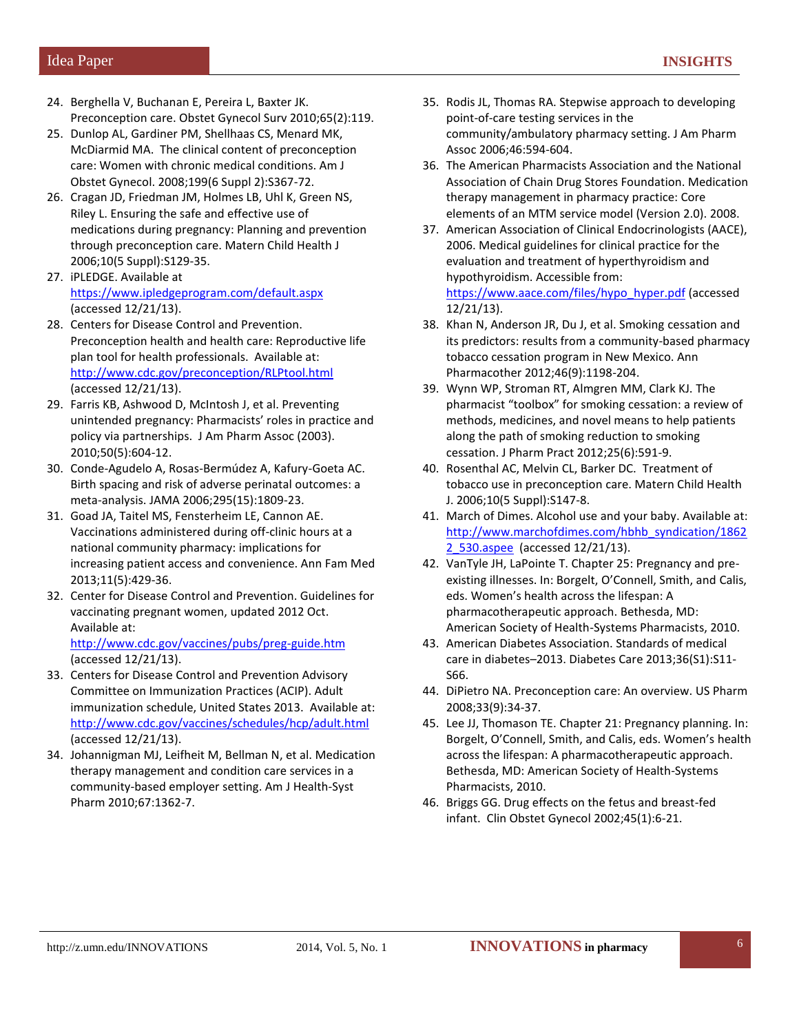24. Berghella V, Buchanan E, Pereira L, Baxter JK. Preconception care. Obstet Gynecol Surv 2010;65(2):119.
25. Dunlop AL, Gardiner PM, Shellhaas CS, Menard MK, McDiarmid MA. The clinical content of preconception care: Women with chronic medical conditions. Am J Obstet Gynecol. 2008;199(6 Suppl 2):S367-72.
26. Cragan JD, Friedman JM, Holmes LB, Uhl K, Green NS, Riley L. Ensuring the safe and effective use of medications during pregnancy: Planning and prevention through preconception care. Matern Child Health J 2006;10(5 Suppl):S129-35.
27. iPLEDGE. Available at https://www.ipledgeprogram.com/default.aspx (accessed 12/21/13).
28. Centers for Disease Control and Prevention. Preconception health and health care: Reproductive life plan tool for health professionals. Available at: http://www.cdc.gov/preconception/RLPtool.html (accessed 12/21/13).
29. Farris KB, Ashwood D, McIntosh J, et al. Preventing unintended pregnancy: Pharmacists' roles in practice and policy via partnerships. J Am Pharm Assoc (2003). 2010;50(5):604-12.
30. Conde-Agudelo A, Rosas-Bermúdez A, Kafury-Goeta AC. Birth spacing and risk of adverse perinatal outcomes: a meta-analysis. JAMA 2006;295(15):1809-23.
31. Goad JA, Taitel MS, Fensterheim LE, Cannon AE. Vaccinations administered during off-clinic hours at a national community pharmacy: implications for increasing patient access and convenience. Ann Fam Med 2013;11(5):429-36.
32. Center for Disease Control and Prevention. Guidelines for vaccinating pregnant women, updated 2012 Oct. Available at: http://www.cdc.gov/vaccines/pubs/preg-guide.htm (accessed 12/21/13).
33. Centers for Disease Control and Prevention Advisory Committee on Immunization Practices (ACIP). Adult immunization schedule, United States 2013. Available at: http://www.cdc.gov/vaccines/schedules/hcp/adult.html (accessed 12/21/13).
34. Johannigman MJ, Leifheit M, Bellman N, et al. Medication therapy management and condition care services in a community-based employer setting. Am J Health-Syst Pharm 2010;67:1362-7.
35. Rodis JL, Thomas RA. Stepwise approach to developing point-of-care testing services in the community/ambulatory pharmacy setting. J Am Pharm Assoc 2006;46:594-604.
36. The American Pharmacists Association and the National Association of Chain Drug Stores Foundation. Medication therapy management in pharmacy practice: Core elements of an MTM service model (Version 2.0). 2008.
37. American Association of Clinical Endocrinologists (AACE), 2006. Medical guidelines for clinical practice for the evaluation and treatment of hyperthyroidism and hypothyroidism. Accessible from: https://www.aace.com/files/hypo_hyper.pdf (accessed 12/21/13).
38. Khan N, Anderson JR, Du J, et al. Smoking cessation and its predictors: results from a community-based pharmacy tobacco cessation program in New Mexico. Ann Pharmacother 2012;46(9):1198-204.
39. Wynn WP, Stroman RT, Almgren MM, Clark KJ. The pharmacist "toolbox" for smoking cessation: a review of methods, medicines, and novel means to help patients along the path of smoking reduction to smoking cessation. J Pharm Pract 2012;25(6):591-9.
40. Rosenthal AC, Melvin CL, Barker DC. Treatment of tobacco use in preconception care. Matern Child Health J. 2006;10(5 Suppl):S147-8.
41. March of Dimes. Alcohol use and your baby. Available at: http://www.marchofdimes.com/hbhb_syndication/18622_530.aspee (accessed 12/21/13).
42. VanTyle JH, LaPointe T. Chapter 25: Pregnancy and pre-existing illnesses. In: Borgelt, O'Connell, Smith, and Calis, eds. Women's health across the lifespan: A pharmacotherapeutic approach. Bethesda, MD: American Society of Health-Systems Pharmacists, 2010.
43. American Diabetes Association. Standards of medical care in diabetes–2013. Diabetes Care 2013;36(S1):S11-S66.
44. DiPietro NA. Preconception care: An overview. US Pharm 2008;33(9):34-37.
45. Lee JJ, Thomason TE. Chapter 21: Pregnancy planning. In: Borgelt, O'Connell, Smith, and Calis, eds. Women's health across the lifespan: A pharmacotherapeutic approach. Bethesda, MD: American Society of Health-Systems Pharmacists, 2010.
46. Briggs GG. Drug effects on the fetus and breast-fed infant. Clin Obstet Gynecol 2002;45(1):6-21.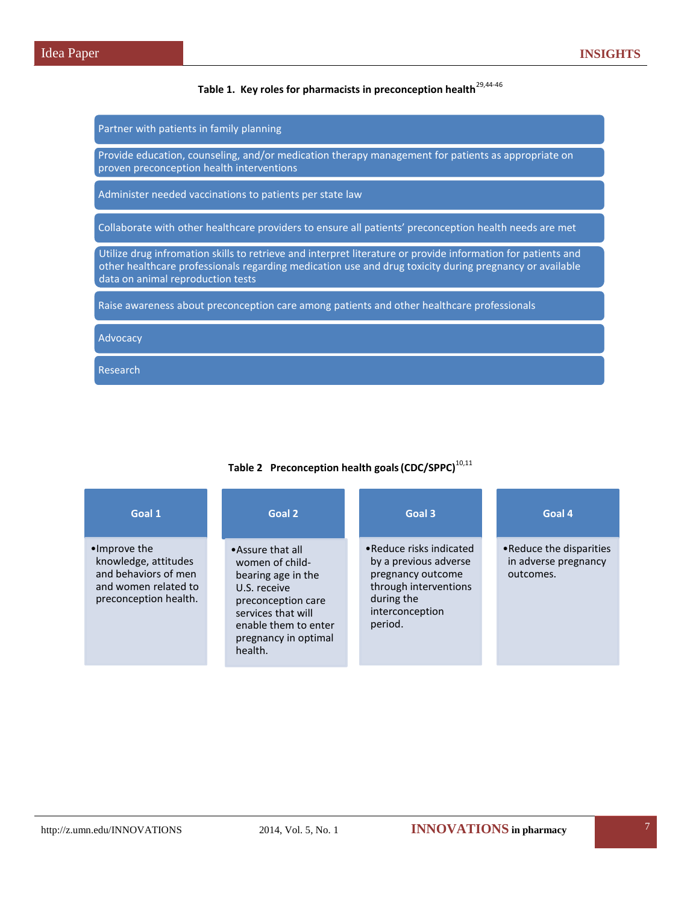**Table 1. Key roles for pharmacists in preconception health**[29,44-46]

| Key roles |
|---|
| Partner with patients in family planning |
| Provide education, counseling, and/or medication therapy management for patients as appropriate on proven preconception health interventions |
| Administer needed vaccinations to patients per state law |
| Collaborate with other healthcare providers to ensure all patients' preconception health needs are met |
| Utilize drug infromation skills to retrieve and interpret literature or provide information for patients and other healthcare professionals regarding medication use and drug toxicity during pregnancy or available data on animal reproduction tests |
| Raise awareness about preconception care among patients and other healthcare professionals |
| Advocacy |
| Research |

**Table 2 Preconception health goals (CDC/SPPC)**[10,11]

| Goal 1 | Goal 2 | Goal 3 | Goal 4 |
|---|---|---|---|
| • Improve the knowledge, attitudes and behaviors of men and women related to preconception health. | • Assure that all women of child-bearing age in the U.S. receive preconception care services that will enable them to enter pregnancy in optimal health. | • Reduce risks indicated by a previous adverse pregnancy outcome through interventions during the interconception period. | • Reduce the disparities in adverse pregnancy outcomes. |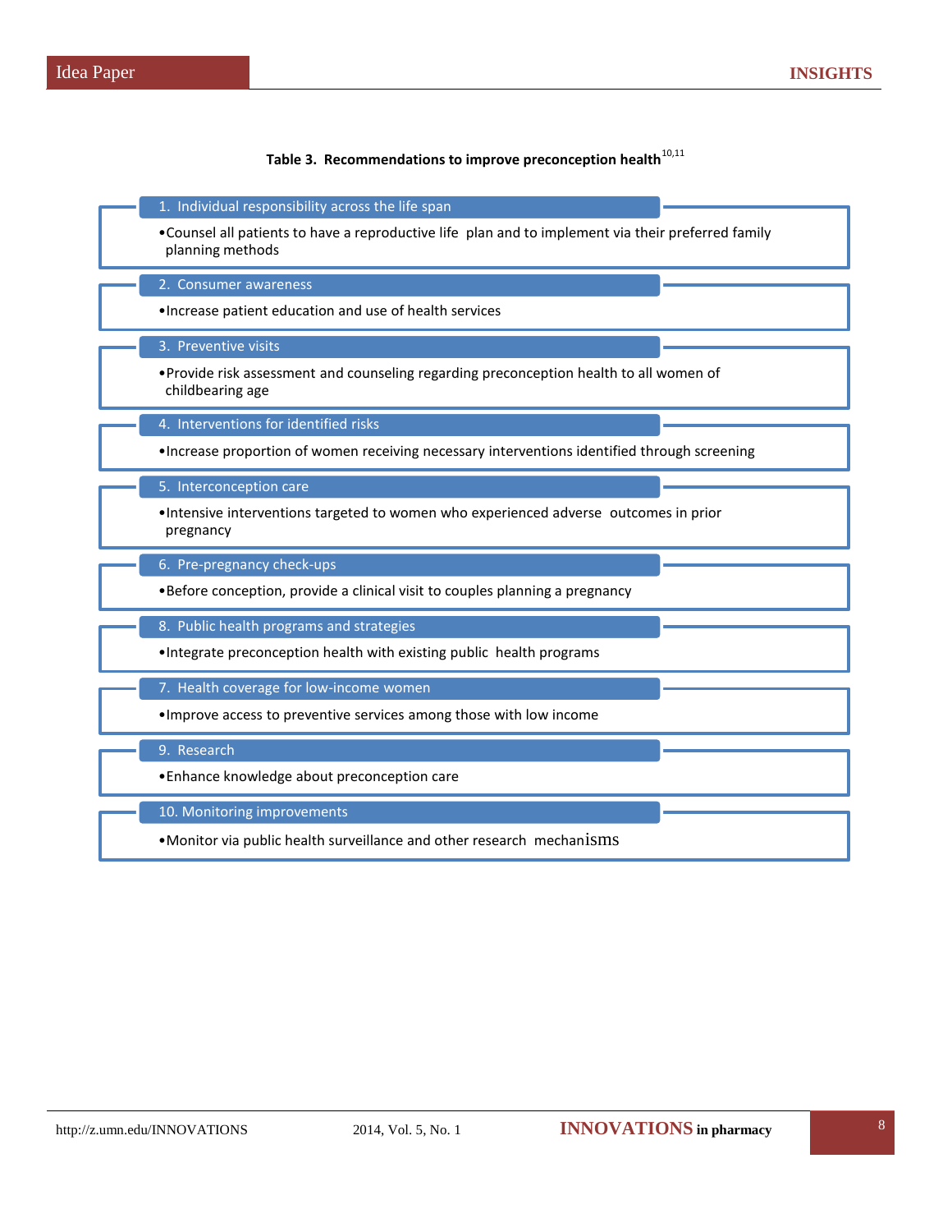**Table 3. Recommendations to improve preconception health**[10,11]

1. Individual responsibility across the life span
   - Counsel all patients to have a reproductive life plan and to implement via their preferred family planning methods

2. Consumer awareness
   - Increase patient education and use of health services

3. Preventive visits
   - Provide risk assessment and counseling regarding preconception health to all women of childbearing age

4. Interventions for identified risks
   - Increase proportion of women receiving necessary interventions identified through screening

5. Interconception care
   - Intensive interventions targeted to women who experienced adverse outcomes in prior pregnancy

6. Pre-pregnancy check-ups
   - Before conception, provide a clinical visit to couples planning a pregnancy

8. Public health programs and strategies
   - Integrate preconception health with existing public health programs

7. Health coverage for low-income women
   - Improve access to preventive services among those with low income

9. Research
   - Enhance knowledge about preconception care

10. Monitoring improvements
    - Monitor via public health surveillance and other research mechanisms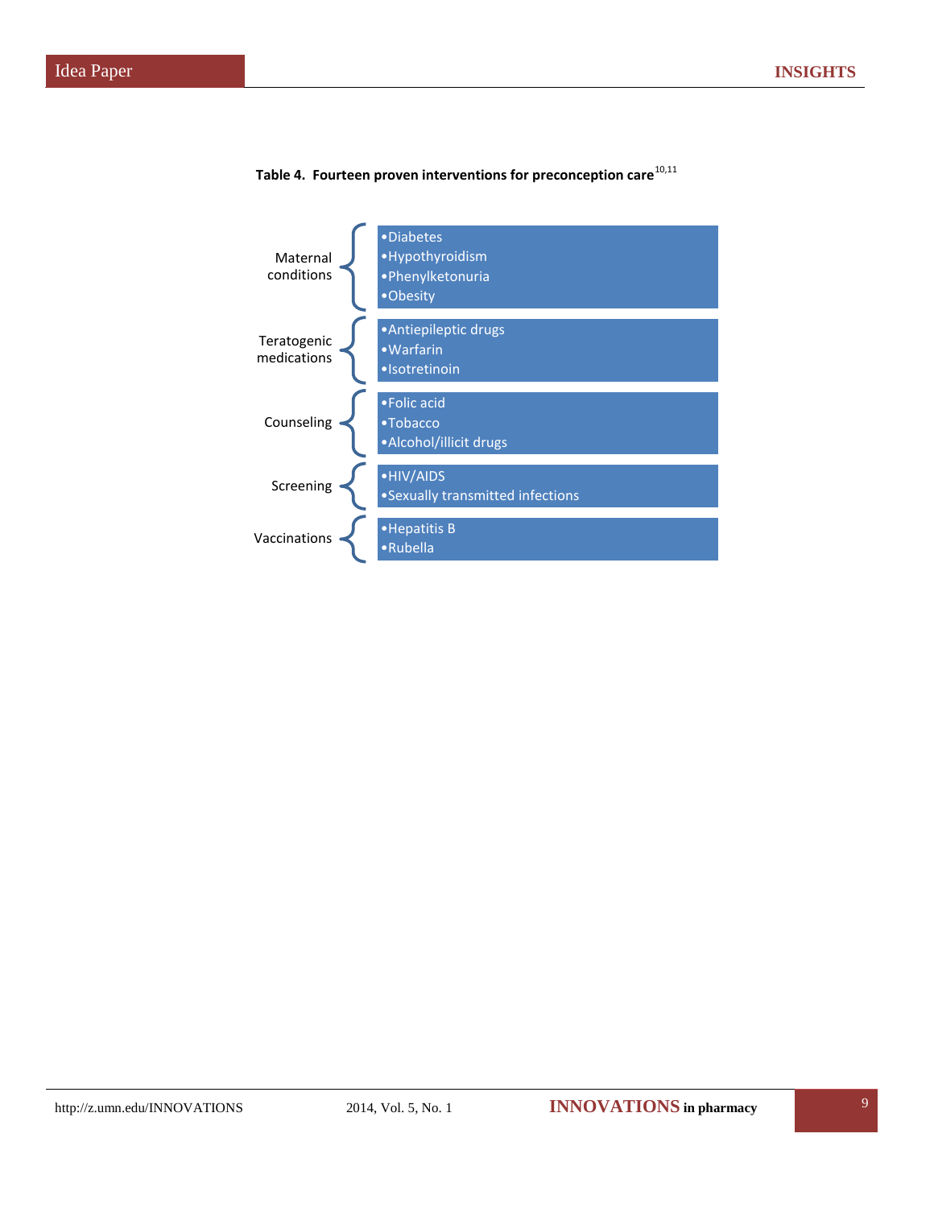**Table 4. Fourteen proven interventions for preconception care**[10,11]

| | |
|---|---|
| Maternal conditions | • Diabetes<br>• Hypothyroidism<br>• Phenylketonuria<br>• Obesity |
| Teratogenic medications | • Antiepileptic drugs<br>• Warfarin<br>• Isotretinoin |
| Counseling | • Folic acid<br>• Tobacco<br>• Alcohol/illicit drugs |
| Screening | • HIV/AIDS<br>• Sexually transmitted infections |
| Vaccinations | • Hepatitis B<br>• Rubella |